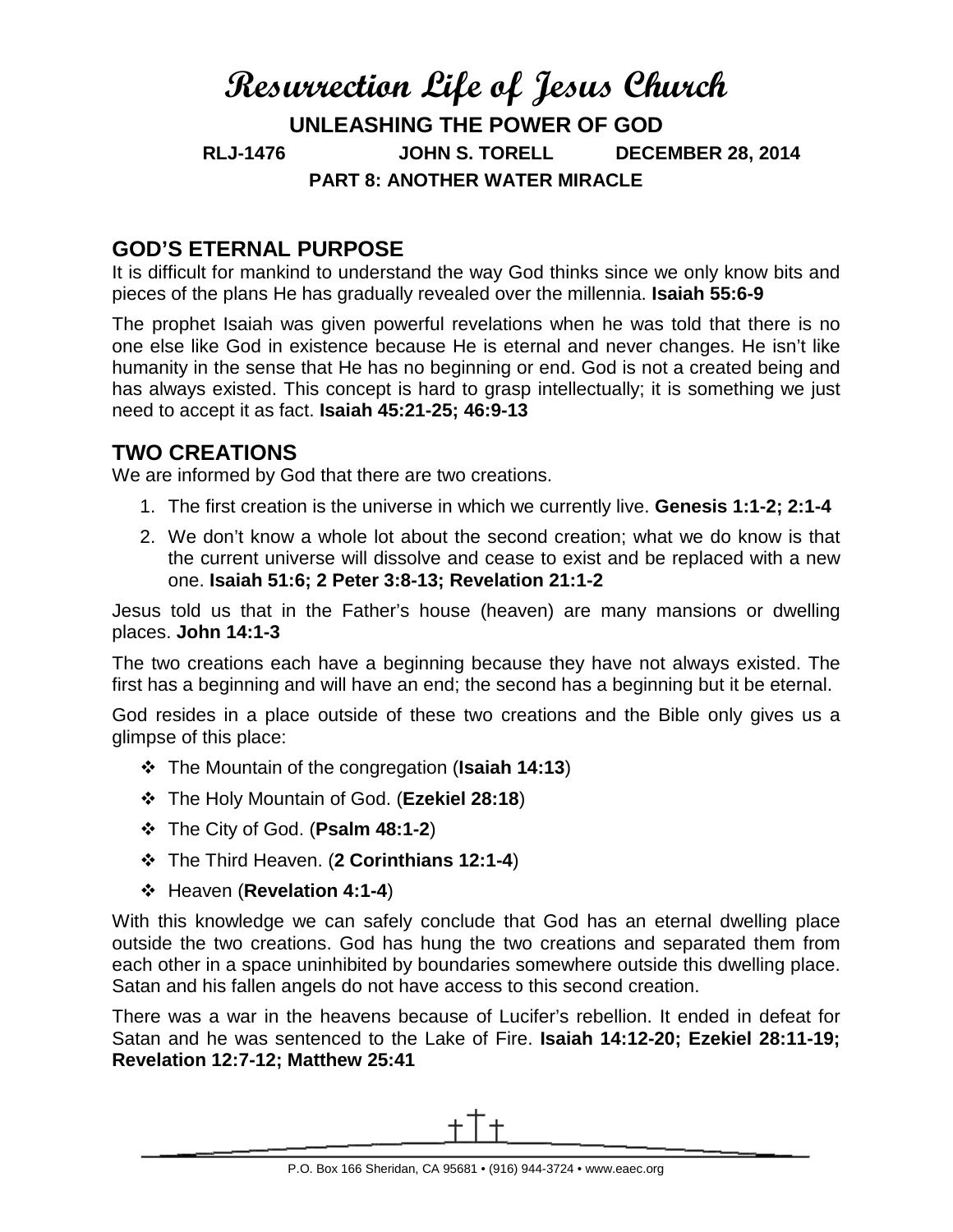# Resurrection Life of Jesus Church

**UNLEASHING THE POWER OF GOD**

**RLJ-1476 JOHN S. TORELL DECEMBER 28, 2014**

**PART 8: ANOTHER WATER MIRACLE**

## GOD'S ETERNAL PURPOSE

It is difficult for mankind to understand the way God thinks since we only know bits and pieces of the plans He has gradually revealed over the millennia. **Isaiah 55:6-9**

The prophet Isaiah was given powerful revelations when he was told that there is no one else like God in existence because He is eternal and never changes. He isn't like humanity in the sense that He has no beginning or end. God is not a created being and has always existed. This concept is hard to grasp intellectually; it is something we just need to accept it as fact. **Isaiah 45:21-25; 46:9-13**

## TWO CREATIONS

We are informed by God that there are two creations.

1. The first creation is the universe in which we currently live. **Genesis 1:1-2; 2:1-4**
2. We don't know a whole lot about the second creation; what we do know is that the current universe will dissolve and cease to exist and be replaced with a new one. **Isaiah 51:6; 2 Peter 3:8-13; Revelation 21:1-2**

Jesus told us that in the Father's house (heaven) are many mansions or dwelling places. **John 14:1-3**

The two creations each have a beginning because they have not always existed. The first has a beginning and will have an end; the second has a beginning but it be eternal.

God resides in a place outside of these two creations and the Bible only gives us a glimpse of this place:

- The Mountain of the congregation (**Isaiah 14:13**)
- The Holy Mountain of God. (**Ezekiel 28:18**)
- The City of God. (**Psalm 48:1-2**)
- The Third Heaven. (**2 Corinthians 12:1-4**)
- Heaven (**Revelation 4:1-4**)

With this knowledge we can safely conclude that God has an eternal dwelling place outside the two creations. God has hung the two creations and separated them from each other in a space uninhibited by boundaries somewhere outside this dwelling place. Satan and his fallen angels do not have access to this second creation.

There was a war in the heavens because of Lucifer's rebellion. It ended in defeat for Satan and he was sentenced to the Lake of Fire. **Isaiah 14:12-20; Ezekiel 28:11-19; Revelation 12:7-12; Matthew 25:41**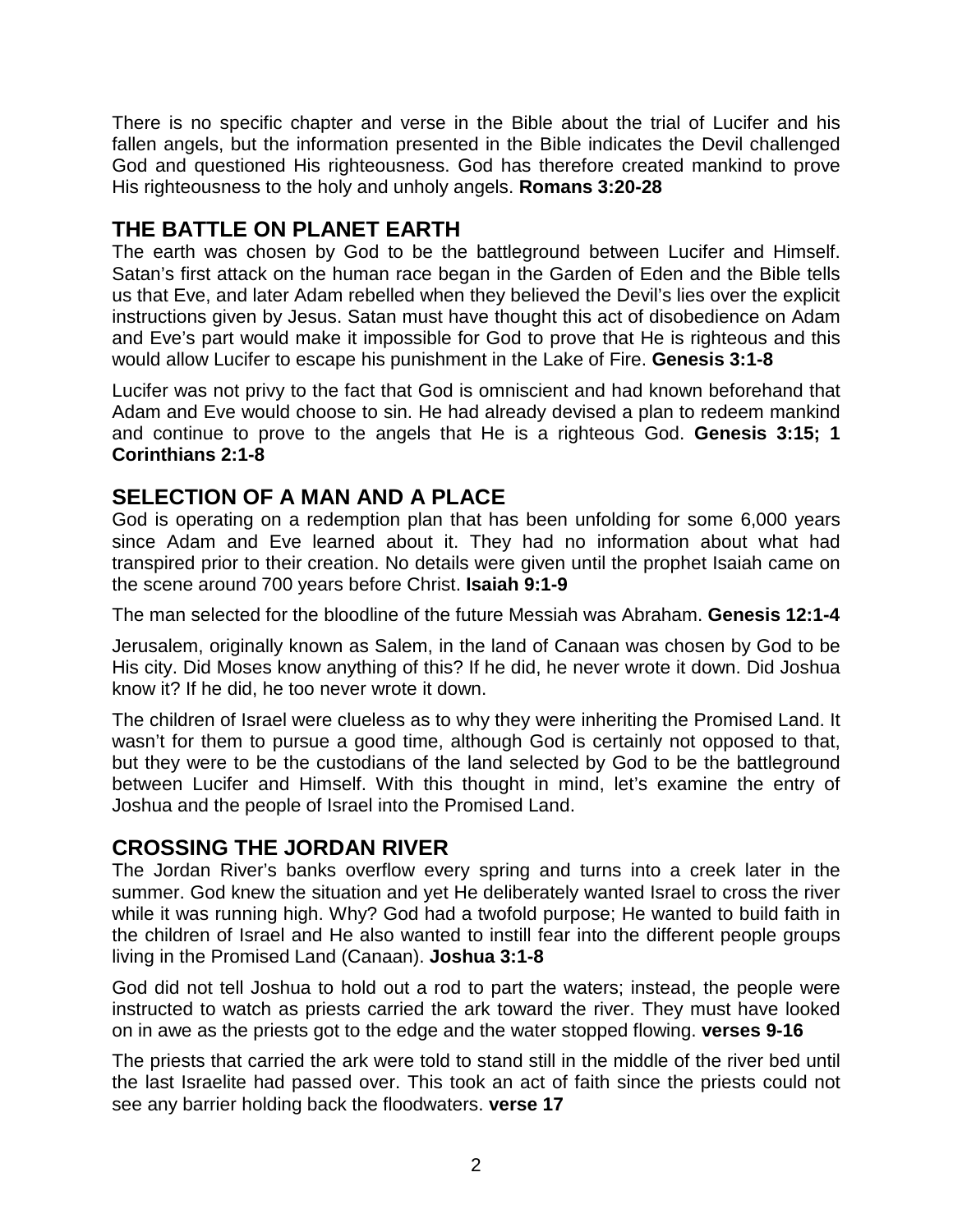There is no specific chapter and verse in the Bible about the trial of Lucifer and his fallen angels, but the information presented in the Bible indicates the Devil challenged God and questioned His righteousness. God has therefore created mankind to prove His righteousness to the holy and unholy angels. **Romans 3:20-28**

## THE BATTLE ON PLANET EARTH

The earth was chosen by God to be the battleground between Lucifer and Himself. Satan's first attack on the human race began in the Garden of Eden and the Bible tells us that Eve, and later Adam rebelled when they believed the Devil's lies over the explicit instructions given by Jesus. Satan must have thought this act of disobedience on Adam and Eve's part would make it impossible for God to prove that He is righteous and this would allow Lucifer to escape his punishment in the Lake of Fire. **Genesis 3:1-8**

Lucifer was not privy to the fact that God is omniscient and had known beforehand that Adam and Eve would choose to sin. He had already devised a plan to redeem mankind and continue to prove to the angels that He is a righteous God. **Genesis 3:15; 1 Corinthians 2:1-8**

## SELECTION OF A MAN AND A PLACE

God is operating on a redemption plan that has been unfolding for some 6,000 years since Adam and Eve learned about it. They had no information about what had transpired prior to their creation. No details were given until the prophet Isaiah came on the scene around 700 years before Christ. **Isaiah 9:1-9**

The man selected for the bloodline of the future Messiah was Abraham. **Genesis 12:1-4**

Jerusalem, originally known as Salem, in the land of Canaan was chosen by God to be His city. Did Moses know anything of this? If he did, he never wrote it down. Did Joshua know it? If he did, he too never wrote it down.

The children of Israel were clueless as to why they were inheriting the Promised Land. It wasn't for them to pursue a good time, although God is certainly not opposed to that, but they were to be the custodians of the land selected by God to be the battleground between Lucifer and Himself. With this thought in mind, let's examine the entry of Joshua and the people of Israel into the Promised Land.

## CROSSING THE JORDAN RIVER

The Jordan River's banks overflow every spring and turns into a creek later in the summer. God knew the situation and yet He deliberately wanted Israel to cross the river while it was running high. Why? God had a twofold purpose; He wanted to build faith in the children of Israel and He also wanted to instill fear into the different people groups living in the Promised Land (Canaan). **Joshua 3:1-8**

God did not tell Joshua to hold out a rod to part the waters; instead, the people were instructed to watch as priests carried the ark toward the river. They must have looked on in awe as the priests got to the edge and the water stopped flowing. **verses 9-16**

The priests that carried the ark were told to stand still in the middle of the river bed until the last Israelite had passed over. This took an act of faith since the priests could not see any barrier holding back the floodwaters. **verse 17**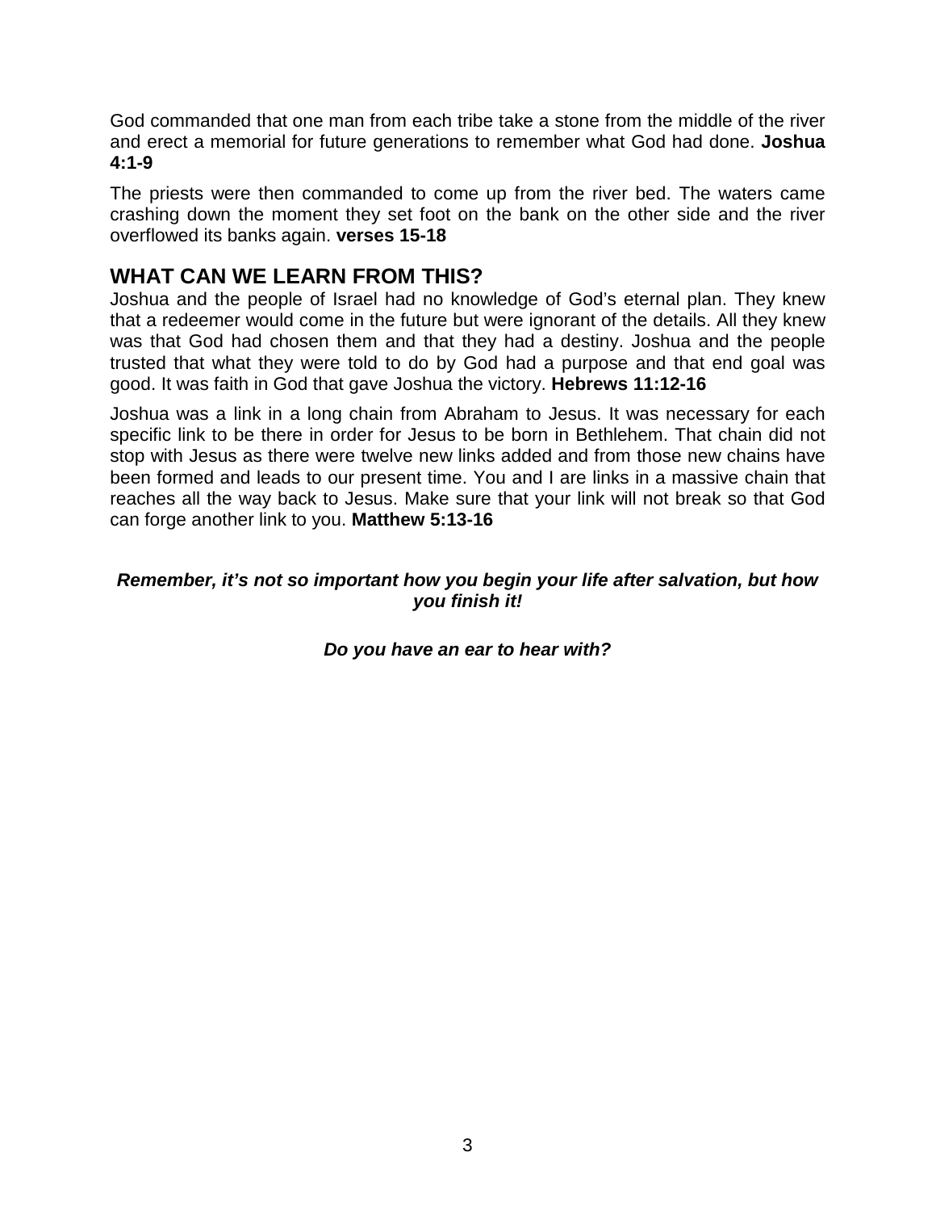God commanded that one man from each tribe take a stone from the middle of the river and erect a memorial for future generations to remember what God had done. **Joshua 4:1-9**

The priests were then commanded to come up from the river bed. The waters came crashing down the moment they set foot on the bank on the other side and the river overflowed its banks again. **verses 15-18**

## WHAT CAN WE LEARN FROM THIS?

Joshua and the people of Israel had no knowledge of God's eternal plan. They knew that a redeemer would come in the future but were ignorant of the details. All they knew was that God had chosen them and that they had a destiny. Joshua and the people trusted that what they were told to do by God had a purpose and that end goal was good. It was faith in God that gave Joshua the victory. **Hebrews 11:12-16**

Joshua was a link in a long chain from Abraham to Jesus. It was necessary for each specific link to be there in order for Jesus to be born in Bethlehem. That chain did not stop with Jesus as there were twelve new links added and from those new chains have been formed and leads to our present time. You and I are links in a massive chain that reaches all the way back to Jesus. Make sure that your link will not break so that God can forge another link to you. **Matthew 5:13-16**

***Remember, it's not so important how you begin your life after salvation, but how you finish it!***

***Do you have an ear to hear with?***